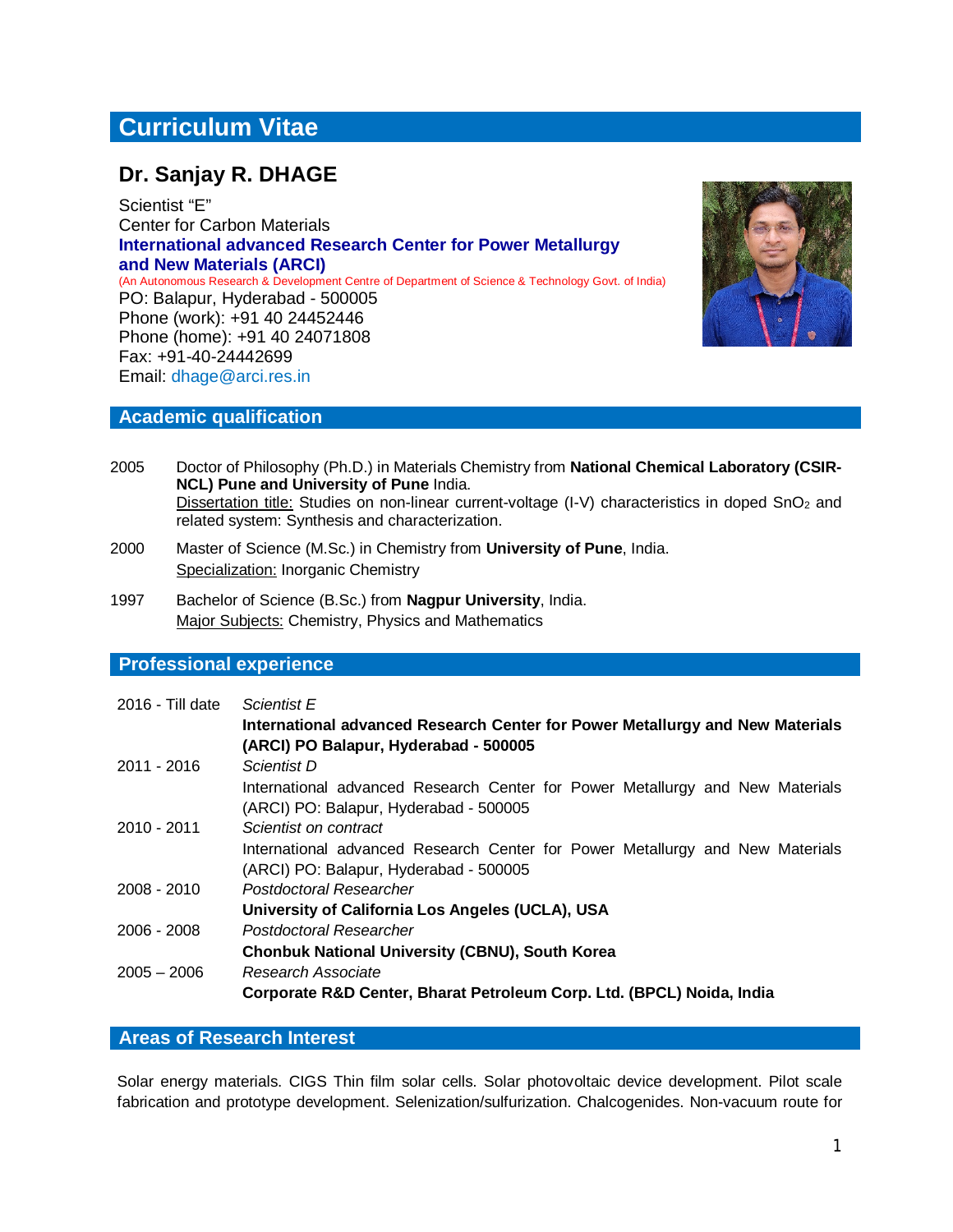# Curriculum Vitae

## Dr. Sanjay R. DHAGE

Scientist "E"
Center for Carbon Materials
**International advanced Research Center for Power Metallurgy and New Materials (ARCI)**
(An Autonomous Research & Development Centre of Department of Science & Technology Govt. of India)
PO: Balapur, Hyderabad - 500005
Phone (work): +91 40 24452446
Phone (home): +91 40 24071808
Fax: +91-40-24442699
Email: dhage@arci.res.in

## Academic qualification

2005 Doctor of Philosophy (Ph.D.) in Materials Chemistry from **National Chemical Laboratory (CSIR-NCL) Pune and University of Pune** India.
Dissertation title: Studies on non-linear current-voltage (I-V) characteristics in doped $SnO_2$ and related system: Synthesis and characterization.

2000 Master of Science (M.Sc.) in Chemistry from **University of Pune**, India.
Specialization: Inorganic Chemistry

1997 Bachelor of Science (B.Sc.) from **Nagpur University**, India.
Major Subjects: Chemistry, Physics and Mathematics

## Professional experience

2016 - Till date *Scientist E*
**International advanced Research Center for Power Metallurgy and New Materials (ARCI) PO Balapur, Hyderabad - 500005**

2011 - 2016 *Scientist D*
International advanced Research Center for Power Metallurgy and New Materials (ARCI) PO: Balapur, Hyderabad - 500005

2010 - 2011 *Scientist on contract*
International advanced Research Center for Power Metallurgy and New Materials (ARCI) PO: Balapur, Hyderabad - 500005

2008 - 2010 *Postdoctoral Researcher*
**University of California Los Angeles (UCLA), USA**

2006 - 2008 *Postdoctoral Researcher*
**Chonbuk National University (CBNU), South Korea**

2005 – 2006 *Research Associate*
**Corporate R&D Center, Bharat Petroleum Corp. Ltd. (BPCL) Noida, India**

## Areas of Research Interest

Solar energy materials. CIGS Thin film solar cells. Solar photovoltaic device development. Pilot scale fabrication and prototype development. Selenization/sulfurization. Chalcogenides. Non-vacuum route for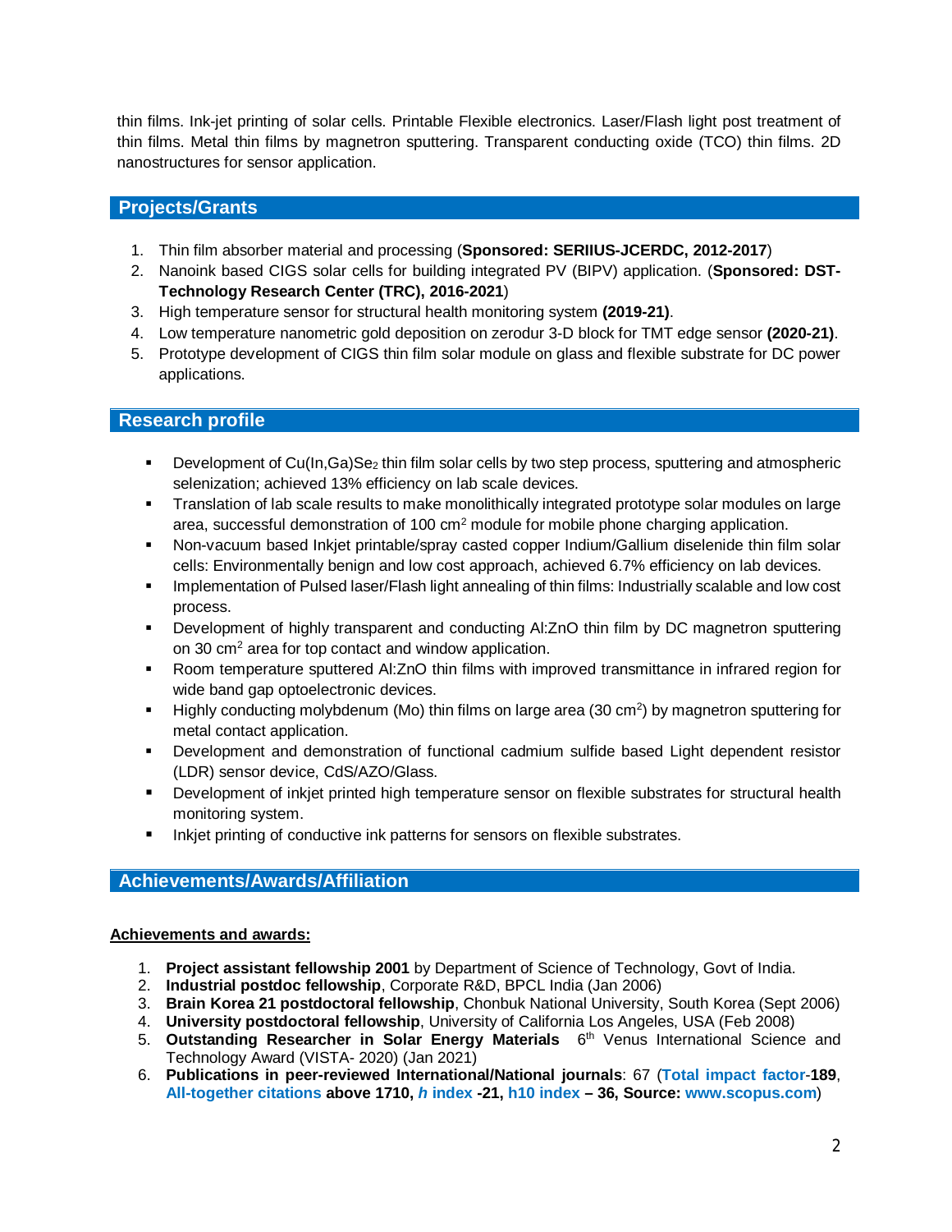thin films. Ink-jet printing of solar cells. Printable Flexible electronics. Laser/Flash light post treatment of thin films. Metal thin films by magnetron sputtering. Transparent conducting oxide (TCO) thin films. 2D nanostructures for sensor application.

## Projects/Grants

1. Thin film absorber material and processing (**Sponsored: SERIIUS-JCERDC, 2012-2017**)
2. Nanoink based CIGS solar cells for building integrated PV (BIPV) application. (**Sponsored: DST-Technology Research Center (TRC), 2016-2021**)
3. High temperature sensor for structural health monitoring system **(2019-21)**.
4. Low temperature nanometric gold deposition on zerodur 3-D block for TMT edge sensor **(2020-21)**.
5. Prototype development of CIGS thin film solar module on glass and flexible substrate for DC power applications.

## Research profile

- Development of $Cu(In,Ga)Se_2$ thin film solar cells by two step process, sputtering and atmospheric selenization; achieved 13% efficiency on lab scale devices.
- Translation of lab scale results to make monolithically integrated prototype solar modules on large area, successful demonstration of 100 $cm^2$ module for mobile phone charging application.
- Non-vacuum based Inkjet printable/spray casted copper Indium/Gallium diselenide thin film solar cells: Environmentally benign and low cost approach, achieved 6.7% efficiency on lab devices.
- Implementation of Pulsed laser/Flash light annealing of thin films: Industrially scalable and low cost process.
- Development of highly transparent and conducting Al:ZnO thin film by DC magnetron sputtering on 30 $cm^2$ area for top contact and window application.
- Room temperature sputtered Al:ZnO thin films with improved transmittance in infrared region for wide band gap optoelectronic devices.
- Highly conducting molybdenum (Mo) thin films on large area (30 $cm^2$) by magnetron sputtering for metal contact application.
- Development and demonstration of functional cadmium sulfide based Light dependent resistor (LDR) sensor device, CdS/AZO/Glass.
- Development of inkjet printed high temperature sensor on flexible substrates for structural health monitoring system.
- Inkjet printing of conductive ink patterns for sensors on flexible substrates.

## Achievements/Awards/Affiliation

**Achievements and awards:**

1. **Project assistant fellowship 2001** by Department of Science of Technology, Govt of India.
2. **Industrial postdoc fellowship**, Corporate R&D, BPCL India (Jan 2006)
3. **Brain Korea 21 postdoctoral fellowship**, Chonbuk National University, South Korea (Sept 2006)
4. **University postdoctoral fellowship**, University of California Los Angeles, USA (Feb 2008)
5. **Outstanding Researcher in Solar Energy Materials** 6th Venus International Science and Technology Award (VISTA- 2020) (Jan 2021)
6. **Publications in peer-reviewed International/National journals**: 67 (**Total impact factor-189**, **All-together citations above 1710**, ***h* index -21**, **h10 index – 36, Source: www.scopus.com**)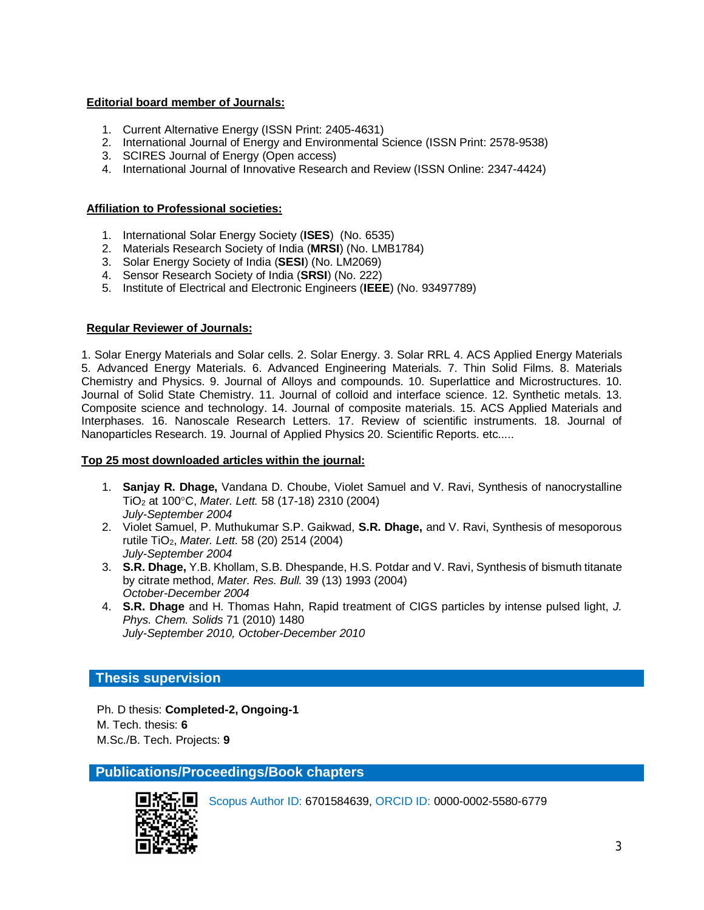**Editorial board member of Journals:**

1. Current Alternative Energy (ISSN Print: 2405-4631)
2. International Journal of Energy and Environmental Science (ISSN Print: 2578-9538)
3. SCIRES Journal of Energy (Open access)
4. International Journal of Innovative Research and Review (ISSN Online: 2347-4424)

**Affiliation to Professional societies:**

1. International Solar Energy Society (**ISES**) (No. 6535)
2. Materials Research Society of India (**MRSI**) (No. LMB1784)
3. Solar Energy Society of India (**SESI**) (No. LM2069)
4. Sensor Research Society of India (**SRSI**) (No. 222)
5. Institute of Electrical and Electronic Engineers (**IEEE**) (No. 93497789)

**Regular Reviewer of Journals:**

1. Solar Energy Materials and Solar cells. 2. Solar Energy. 3. Solar RRL 4. ACS Applied Energy Materials 5. Advanced Energy Materials. 6. Advanced Engineering Materials. 7. Thin Solid Films. 8. Materials Chemistry and Physics. 9. Journal of Alloys and compounds. 10. Superlattice and Microstructures. 10. Journal of Solid State Chemistry. 11. Journal of colloid and interface science. 12. Synthetic metals. 13. Composite science and technology. 14. Journal of composite materials. 15. ACS Applied Materials and Interphases. 16. Nanoscale Research Letters. 17. Review of scientific instruments. 18. Journal of Nanoparticles Research. 19. Journal of Applied Physics 20. Scientific Reports. etc.....

**Top 25 most downloaded articles within the journal:**

1. **Sanjay R. Dhage,** Vandana D. Choube, Violet Samuel and V. Ravi, Synthesis of nanocrystalline $TiO_2$ at 100°C, *Mater. Lett.* 58 (17-18) 2310 (2004)
   *July-September 2004*
2. Violet Samuel, P. Muthukumar S.P. Gaikwad, **S.R. Dhage,** and V. Ravi, Synthesis of mesoporous rutile $TiO_2$, *Mater. Lett.* 58 (20) 2514 (2004)
   *July-September 2004*
3. **S.R. Dhage,** Y.B. Khollam, S.B. Dhespande, H.S. Potdar and V. Ravi, Synthesis of bismuth titanate by citrate method, *Mater. Res. Bull.* 39 (13) 1993 (2004)
   *October-December 2004*
4. **S.R. Dhage** and H. Thomas Hahn, Rapid treatment of CIGS particles by intense pulsed light, *J. Phys. Chem. Solids* 71 (2010) 1480
   *July-September 2010, October-December 2010*

## Thesis supervision

Ph. D thesis: **Completed-2, Ongoing-1**
M. Tech. thesis: **6**
M.Sc./B. Tech. Projects: **9**

## Publications/Proceedings/Book chapters

Scopus Author ID: 6701584639, ORCID ID: 0000-0002-5580-6779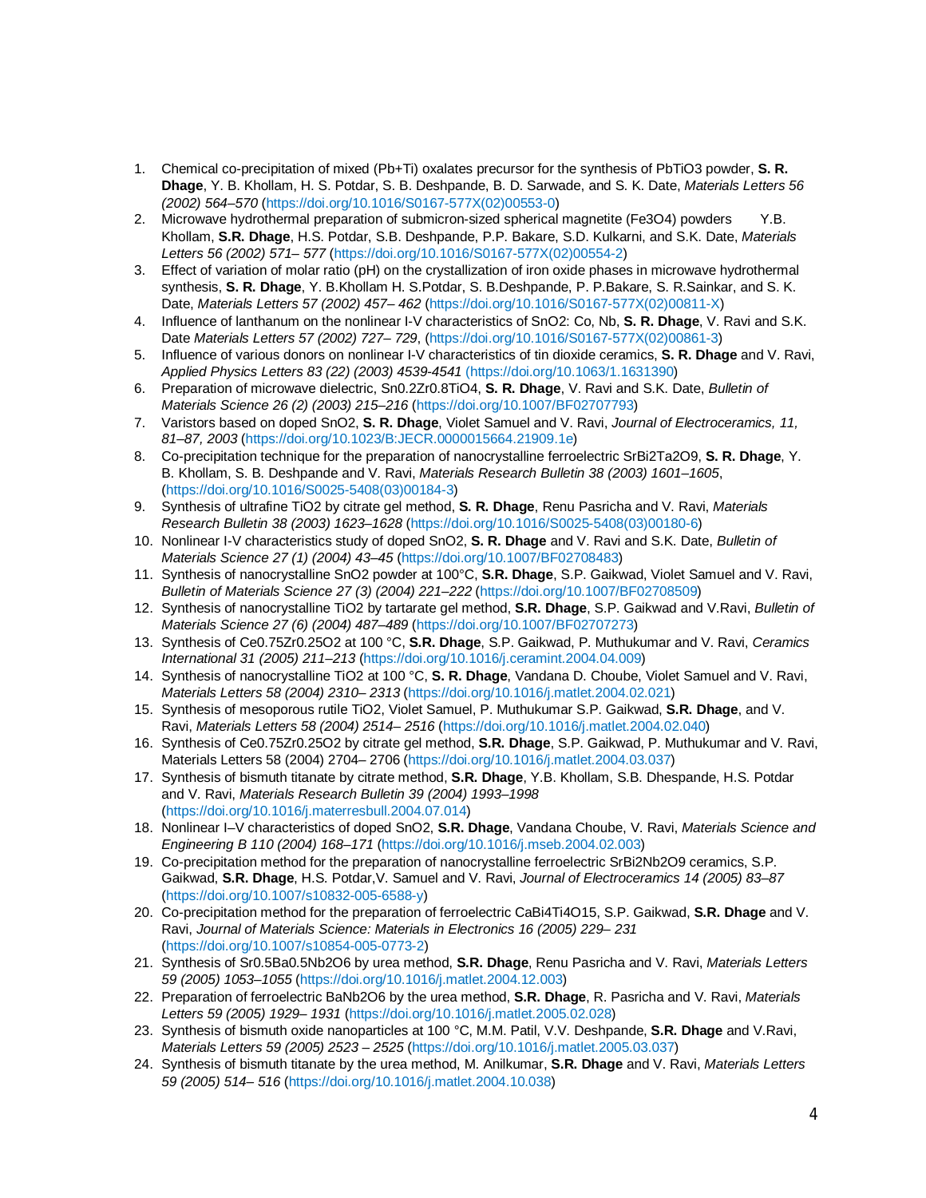1. Chemical co-precipitation of mixed (Pb+Ti) oxalates precursor for the synthesis of $PbTiO_3$ powder, **S. R. Dhage**, Y. B. Khollam, H. S. Potdar, S. B. Deshpande, B. D. Sarwade, and S. K. Date, *Materials Letters 56 (2002) 564–570* (https://doi.org/10.1016/S0167-577X(02)00553-0)
2. Microwave hydrothermal preparation of submicron-sized spherical magnetite ($Fe_3O_4$) powders Y.B. Khollam, **S.R. Dhage**, H.S. Potdar, S.B. Deshpande, P.P. Bakare, S.D. Kulkarni, and S.K. Date, *Materials Letters 56 (2002) 571– 577* (https://doi.org/10.1016/S0167-577X(02)00554-2)
3. Effect of variation of molar ratio (pH) on the crystallization of iron oxide phases in microwave hydrothermal synthesis, **S. R. Dhage**, Y. B.Khollam H. S.Potdar, S. B.Deshpande, P. P.Bakare, S. R.Sainkar, and S. K. Date, *Materials Letters 57 (2002) 457– 462* (https://doi.org/10.1016/S0167-577X(02)00811-X)
4. Influence of lanthanum on the nonlinear I-V characteristics of $SnO_2$: Co, Nb, **S. R. Dhage**, V. Ravi and S.K. Date *Materials Letters 57 (2002) 727– 729*, (https://doi.org/10.1016/S0167-577X(02)00861-3)
5. Influence of various donors on nonlinear I-V characteristics of tin dioxide ceramics, **S. R. Dhage** and V. Ravi, *Applied Physics Letters 83 (22) (2003) 4539-4541* (https://doi.org/10.1063/1.1631390)
6. Preparation of microwave dielectric, $Sn_{0.2}Zr_{0.8}TiO_4$, **S. R. Dhage**, V. Ravi and S.K. Date, *Bulletin of Materials Science 26 (2) (2003) 215–216* (https://doi.org/10.1007/BF02707793)
7. Varistors based on doped $SnO_2$, **S. R. Dhage**, Violet Samuel and V. Ravi, *Journal of Electroceramics, 11, 81–87, 2003* (https://doi.org/10.1023/B:JECR.0000015664.21909.1e)
8. Co-precipitation technique for the preparation of nanocrystalline ferroelectric $SrBi_2Ta_2O_9$, **S. R. Dhage**, Y. B. Khollam, S. B. Deshpande and V. Ravi, *Materials Research Bulletin 38 (2003) 1601–1605*, (https://doi.org/10.1016/S0025-5408(03)00184-3)
9. Synthesis of ultrafine $TiO_2$ by citrate gel method, **S. R. Dhage**, Renu Pasricha and V. Ravi, *Materials Research Bulletin 38 (2003) 1623–1628* (https://doi.org/10.1016/S0025-5408(03)00180-6)
10. Nonlinear I-V characteristics study of doped $SnO_2$, **S. R. Dhage** and V. Ravi and S.K. Date, *Bulletin of Materials Science 27 (1) (2004) 43–45* (https://doi.org/10.1007/BF02708483)
11. Synthesis of nanocrystalline $SnO_2$ powder at 100°C, **S.R. Dhage**, S.P. Gaikwad, Violet Samuel and V. Ravi, *Bulletin of Materials Science 27 (3) (2004) 221–222* (https://doi.org/10.1007/BF02708509)
12. Synthesis of nanocrystalline $TiO_2$ by tartarate gel method, **S.R. Dhage**, S.P. Gaikwad and V.Ravi, *Bulletin of Materials Science 27 (6) (2004) 487–489* (https://doi.org/10.1007/BF02707273)
13. Synthesis of $Ce_{0.75}Zr_{0.25}O_2$ at 100 °C, **S.R. Dhage**, S.P. Gaikwad, P. Muthukumar and V. Ravi, *Ceramics International 31 (2005) 211–213* (https://doi.org/10.1016/j.ceramint.2004.04.009)
14. Synthesis of nanocrystalline $TiO_2$ at 100 °C, **S. R. Dhage**, Vandana D. Choube, Violet Samuel and V. Ravi, *Materials Letters 58 (2004) 2310– 2313* (https://doi.org/10.1016/j.matlet.2004.02.021)
15. Synthesis of mesoporous rutile $TiO_2$, Violet Samuel, P. Muthukumar S.P. Gaikwad, **S.R. Dhage**, and V. Ravi, *Materials Letters 58 (2004) 2514– 2516* (https://doi.org/10.1016/j.matlet.2004.02.040)
16. Synthesis of $Ce_{0.75}Zr_{0.25}O_2$ by citrate gel method, **S.R. Dhage**, S.P. Gaikwad, P. Muthukumar and V. Ravi, Materials Letters 58 (2004) 2704– 2706 (https://doi.org/10.1016/j.matlet.2004.03.037)
17. Synthesis of bismuth titanate by citrate method, **S.R. Dhage**, Y.B. Khollam, S.B. Dhespande, H.S. Potdar and V. Ravi, *Materials Research Bulletin 39 (2004) 1993–1998* (https://doi.org/10.1016/j.materresbull.2004.07.014)
18. Nonlinear I–V characteristics of doped $SnO_2$, **S.R. Dhage**, Vandana Choube, V. Ravi, *Materials Science and Engineering B 110 (2004) 168–171* (https://doi.org/10.1016/j.mseb.2004.02.003)
19. Co-precipitation method for the preparation of nanocrystalline ferroelectric $SrBi_2Nb_2O_9$ ceramics, S.P. Gaikwad, **S.R. Dhage**, H.S. Potdar,V. Samuel and V. Ravi, *Journal of Electroceramics 14 (2005) 83–87* (https://doi.org/10.1007/s10832-005-6588-y)
20. Co-precipitation method for the preparation of ferroelectric $CaBi_4Ti_4O_{15}$, S.P. Gaikwad, **S.R. Dhage** and V. Ravi, *Journal of Materials Science: Materials in Electronics 16 (2005) 229– 231* (https://doi.org/10.1007/s10854-005-0773-2)
21. Synthesis of $Sr_{0.5}Ba_{0.5}Nb_2O_6$ by urea method, **S.R. Dhage**, Renu Pasricha and V. Ravi, *Materials Letters 59 (2005) 1053–1055* (https://doi.org/10.1016/j.matlet.2004.12.003)
22. Preparation of ferroelectric $BaNb_2O_6$ by the urea method, **S.R. Dhage**, R. Pasricha and V. Ravi, *Materials Letters 59 (2005) 1929– 1931* (https://doi.org/10.1016/j.matlet.2005.02.028)
23. Synthesis of bismuth oxide nanoparticles at 100 °C, M.M. Patil, V.V. Deshpande, **S.R. Dhage** and V.Ravi, *Materials Letters 59 (2005) 2523 – 2525* (https://doi.org/10.1016/j.matlet.2005.03.037)
24. Synthesis of bismuth titanate by the urea method, M. Anilkumar, **S.R. Dhage** and V. Ravi, *Materials Letters 59 (2005) 514– 516* (https://doi.org/10.1016/j.matlet.2004.10.038)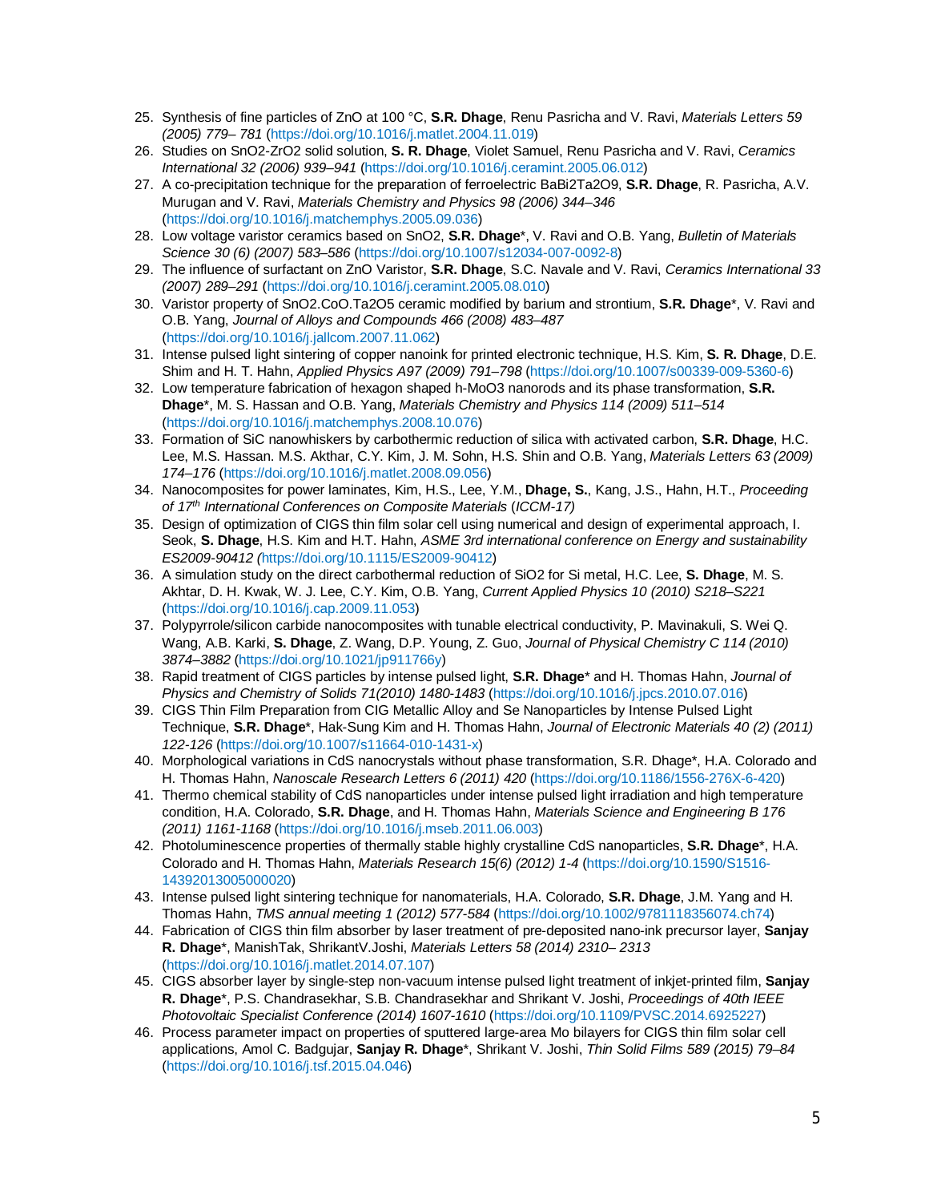25. Synthesis of fine particles of ZnO at 100 °C, **S.R. Dhage**, Renu Pasricha and V. Ravi, *Materials Letters 59 (2005) 779– 781* (https://doi.org/10.1016/j.matlet.2004.11.019)
26. Studies on $SnO_2$-$ZrO_2$ solid solution, **S. R. Dhage**, Violet Samuel, Renu Pasricha and V. Ravi, *Ceramics International 32 (2006) 939–941* (https://doi.org/10.1016/j.ceramint.2005.06.012)
27. A co-precipitation technique for the preparation of ferroelectric $BaBi_2Ta_2O_9$, **S.R. Dhage**, R. Pasricha, A.V. Murugan and V. Ravi, *Materials Chemistry and Physics 98 (2006) 344–346* (https://doi.org/10.1016/j.matchemphys.2005.09.036)
28. Low voltage varistor ceramics based on $SnO_2$, **S.R. Dhage***, V. Ravi and O.B. Yang, *Bulletin of Materials Science 30 (6) (2007) 583–586* (https://doi.org/10.1007/s12034-007-0092-8)
29. The influence of surfactant on ZnO Varistor, **S.R. Dhage**, S.C. Navale and V. Ravi, *Ceramics International 33 (2007) 289–291* (https://doi.org/10.1016/j.ceramint.2005.08.010)
30. Varistor property of $SnO_2$.CoO.$Ta_2O_5$ ceramic modified by barium and strontium, **S.R. Dhage***, V. Ravi and O.B. Yang, *Journal of Alloys and Compounds 466 (2008) 483–487* (https://doi.org/10.1016/j.jallcom.2007.11.062)
31. Intense pulsed light sintering of copper nanoink for printed electronic technique, H.S. Kim, **S. R. Dhage**, D.E. Shim and H. T. Hahn, *Applied Physics A97 (2009) 791–798* (https://doi.org/10.1007/s00339-009-5360-6)
32. Low temperature fabrication of hexagon shaped h-$MoO_3$ nanorods and its phase transformation, **S.R. Dhage***, M. S. Hassan and O.B. Yang, *Materials Chemistry and Physics 114 (2009) 511–514* (https://doi.org/10.1016/j.matchemphys.2008.10.076)
33. Formation of SiC nanowhiskers by carbothermic reduction of silica with activated carbon, **S.R. Dhage**, H.C. Lee, M.S. Hassan. M.S. Akthar, C.Y. Kim, J. M. Sohn, H.S. Shin and O.B. Yang, *Materials Letters 63 (2009) 174–176* (https://doi.org/10.1016/j.matlet.2008.09.056)
34. Nanocomposites for power laminates, Kim, H.S., Lee, Y.M., **Dhage, S.**, Kang, J.S., Hahn, H.T., *Proceeding of 17th International Conferences on Composite Materials* (*ICCM-17)*
35. Design of optimization of CIGS thin film solar cell using numerical and design of experimental approach, I. Seok, **S. Dhage**, H.S. Kim and H.T. Hahn, *ASME 3rd international conference on Energy and sustainability ES2009-90412 (*https://doi.org/10.1115/ES2009-90412)
36. A simulation study on the direct carbothermal reduction of $SiO_2$ for Si metal, H.C. Lee, **S. Dhage**, M. S. Akhtar, D. H. Kwak, W. J. Lee, C.Y. Kim, O.B. Yang, *Current Applied Physics 10 (2010) S218–S221* (https://doi.org/10.1016/j.cap.2009.11.053)
37. Polypyrrole/silicon carbide nanocomposites with tunable electrical conductivity, P. Mavinakuli, S. Wei Q. Wang, A.B. Karki, **S. Dhage**, Z. Wang, D.P. Young, Z. Guo, *Journal of Physical Chemistry C 114 (2010) 3874–3882* (https://doi.org/10.1021/jp911766y)
38. Rapid treatment of CIGS particles by intense pulsed light, **S.R. Dhage*** and H. Thomas Hahn, *Journal of Physics and Chemistry of Solids 71(2010) 1480-1483* (https://doi.org/10.1016/j.jpcs.2010.07.016)
39. CIGS Thin Film Preparation from CIG Metallic Alloy and Se Nanoparticles by Intense Pulsed Light Technique, **S.R. Dhage***, Hak-Sung Kim and H. Thomas Hahn, *Journal of Electronic Materials 40 (2) (2011) 122-126* (https://doi.org/10.1007/s11664-010-1431-x)
40. Morphological variations in CdS nanocrystals without phase transformation, S.R. Dhage*, H.A. Colorado and H. Thomas Hahn, *Nanoscale Research Letters 6 (2011) 420* (https://doi.org/10.1186/1556-276X-6-420)
41. Thermo chemical stability of CdS nanoparticles under intense pulsed light irradiation and high temperature condition, H.A. Colorado, **S.R. Dhage**, and H. Thomas Hahn, *Materials Science and Engineering B 176 (2011) 1161-1168* (https://doi.org/10.1016/j.mseb.2011.06.003)
42. Photoluminescence properties of thermally stable highly crystalline CdS nanoparticles, **S.R. Dhage***, H.A. Colorado and H. Thomas Hahn, *Materials Research 15(6) (2012) 1-4* (https://doi.org/10.1590/S1516-14392013005000020)
43. Intense pulsed light sintering technique for nanomaterials, H.A. Colorado, **S.R. Dhage**, J.M. Yang and H. Thomas Hahn, *TMS annual meeting 1 (2012) 577-584* (https://doi.org/10.1002/9781118356074.ch74)
44. Fabrication of CIGS thin film absorber by laser treatment of pre-deposited nano-ink precursor layer, **Sanjay R. Dhage***, ManishTak, ShrikantV.Joshi, *Materials Letters 58 (2014) 2310– 2313* (https://doi.org/10.1016/j.matlet.2014.07.107)
45. CIGS absorber layer by single-step non-vacuum intense pulsed light treatment of inkjet-printed film, **Sanjay R. Dhage***, P.S. Chandrasekhar, S.B. Chandrasekhar and Shrikant V. Joshi, *Proceedings of 40th IEEE Photovoltaic Specialist Conference (2014) 1607-1610* (https://doi.org/10.1109/PVSC.2014.6925227)
46. Process parameter impact on properties of sputtered large-area Mo bilayers for CIGS thin film solar cell applications, Amol C. Badgujar, **Sanjay R. Dhage***, Shrikant V. Joshi, *Thin Solid Films 589 (2015) 79–84* (https://doi.org/10.1016/j.tsf.2015.04.046)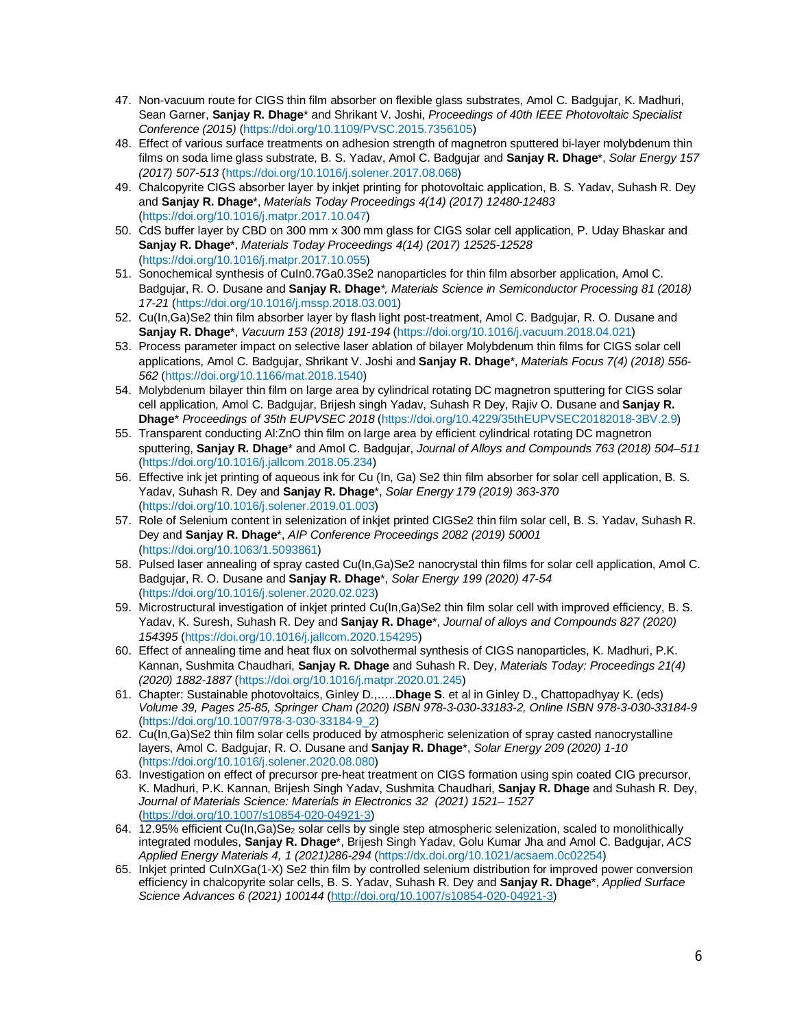47. Non-vacuum route for CIGS thin film absorber on flexible glass substrates, Amol C. Badgujar, K. Madhuri, Sean Garner, **Sanjay R. Dhage*** and Shrikant V. Joshi, *Proceedings of 40th IEEE Photovoltaic Specialist Conference (2015)* (https://doi.org/10.1109/PVSC.2015.7356105)
48. Effect of various surface treatments on adhesion strength of magnetron sputtered bi-layer molybdenum thin films on soda lime glass substrate, B. S. Yadav, Amol C. Badgujar and **Sanjay R. Dhage***, *Solar Energy 157 (2017) 507-513* (https://doi.org/10.1016/j.solener.2017.08.068)
49. Chalcopyrite CIGS absorber layer by inkjet printing for photovoltaic application, B. S. Yadav, Suhash R. Dey and **Sanjay R. Dhage***, *Materials Today Proceedings 4(14) (2017) 12480-12483* (https://doi.org/10.1016/j.matpr.2017.10.047)
50. CdS buffer layer by CBD on 300 mm x 300 mm glass for CIGS solar cell application, P. Uday Bhaskar and **Sanjay R. Dhage***, *Materials Today Proceedings 4(14) (2017) 12525-12528* (https://doi.org/10.1016/j.matpr.2017.10.055)
51. Sonochemical synthesis of $CuIn_{0.7}Ga_{0.3}Se_2$ nanoparticles for thin film absorber application, Amol C. Badgujar, R. O. Dusane and **Sanjay R. Dhage***, *Materials Science in Semiconductor Processing 81 (2018) 17-21* (https://doi.org/10.1016/j.mssp.2018.03.001)
52. Cu(In,Ga)Se2 thin film absorber layer by flash light post-treatment, Amol C. Badgujar, R. O. Dusane and **Sanjay R. Dhage***, *Vacuum 153 (2018) 191-194* (https://doi.org/10.1016/j.vacuum.2018.04.021)
53. Process parameter impact on selective laser ablation of bilayer Molybdenum thin films for CIGS solar cell applications, Amol C. Badgujar, Shrikant V. Joshi and **Sanjay R. Dhage***, *Materials Focus 7(4) (2018) 556-562* (https://doi.org/10.1166/mat.2018.1540)
54. Molybdenum bilayer thin film on large area by cylindrical rotating DC magnetron sputtering for CIGS solar cell application, Amol C. Badgujar, Brijesh singh Yadav, Suhash R Dey, Rajiv O. Dusane and **Sanjay R. Dhage*** *Proceedings of 35th EUPVSEC 2018* (https://doi.org/10.4229/35thEUPVSEC20182018-3BV.2.9)
55. Transparent conducting Al:ZnO thin film on large area by efficient cylindrical rotating DC magnetron sputtering, **Sanjay R. Dhage*** and Amol C. Badgujar, *Journal of Alloys and Compounds 763 (2018) 504–511* (https://doi.org/10.1016/j.jallcom.2018.05.234)
56. Effective ink jet printing of aqueous ink for Cu (In, Ga) Se2 thin film absorber for solar cell application, B. S. Yadav, Suhash R. Dey and **Sanjay R. Dhage***, *Solar Energy 179 (2019) 363-370* (https://doi.org/10.1016/j.solener.2019.01.003)
57. Role of Selenium content in selenization of inkjet printed CIGSe2 thin film solar cell, B. S. Yadav, Suhash R. Dey and **Sanjay R. Dhage***, *AIP Conference Proceedings 2082 (2019) 50001* (https://doi.org/10.1063/1.5093861)
58. Pulsed laser annealing of spray casted Cu(In,Ga)Se2 nanocrystal thin films for solar cell application, Amol C. Badgujar, R. O. Dusane and **Sanjay R. Dhage***, *Solar Energy 199 (2020) 47-54* (https://doi.org/10.1016/j.solener.2020.02.023)
59. Microstructural investigation of inkjet printed Cu(In,Ga)Se2 thin film solar cell with improved efficiency, B. S. Yadav, K. Suresh, Suhash R. Dey and **Sanjay R. Dhage***, *Journal of alloys and Compounds 827 (2020) 154395* (https://doi.org/10.1016/j.jallcom.2020.154295)
60. Effect of annealing time and heat flux on solvothermal synthesis of CIGS nanoparticles, K. Madhuri, P.K. Kannan, Sushmita Chaudhari, **Sanjay R. Dhage** and Suhash R. Dey, *Materials Today: Proceedings 21(4) (2020) 1882-1887* (https://doi.org/10.1016/j.matpr.2020.01.245)
61. Chapter: Sustainable photovoltaics, Ginley D.,…..**Dhage S**. et al in Ginley D., Chattopadhyay K. (eds) *Volume 39, Pages 25-85, Springer Cham (2020) ISBN 978-3-030-33183-2, Online ISBN 978-3-030-33184-9* (https://doi.org/10.1007/978-3-030-33184-9_2)
62. Cu(In,Ga)Se2 thin film solar cells produced by atmospheric selenization of spray casted nanocrystalline layers, Amol C. Badgujar, R. O. Dusane and **Sanjay R. Dhage***, *Solar Energy 209 (2020) 1-10* (https://doi.org/10.1016/j.solener.2020.08.080)
63. Investigation on effect of precursor pre-heat treatment on CIGS formation using spin coated CIG precursor, K. Madhuri, P.K. Kannan, Brijesh Singh Yadav, Sushmita Chaudhari, **Sanjay R. Dhage** and Suhash R. Dey, *Journal of Materials Science: Materials in Electronics 32 (2021) 1521– 1527* (https://doi.org/10.1007/s10854-020-04921-3)
64. 12.95% efficient Cu(In,Ga)$Se_2$ solar cells by single step atmospheric selenization, scaled to monolithically integrated modules, **Sanjay R. Dhage***, Brijesh Singh Yadav, Golu Kumar Jha and Amol C. Badgujar, *ACS Applied Energy Materials 4, 1 (2021)286-294* (https://dx.doi.org/10.1021/acsaem.0c02254)
65. Inkjet printed CuInXGa(1-X) Se2 thin film by controlled selenium distribution for improved power conversion efficiency in chalcopyrite solar cells, B. S. Yadav, Suhash R. Dey and **Sanjay R. Dhage***, *Applied Surface Science Advances 6 (2021) 100144* (http://doi.org/10.1007/s10854-020-04921-3)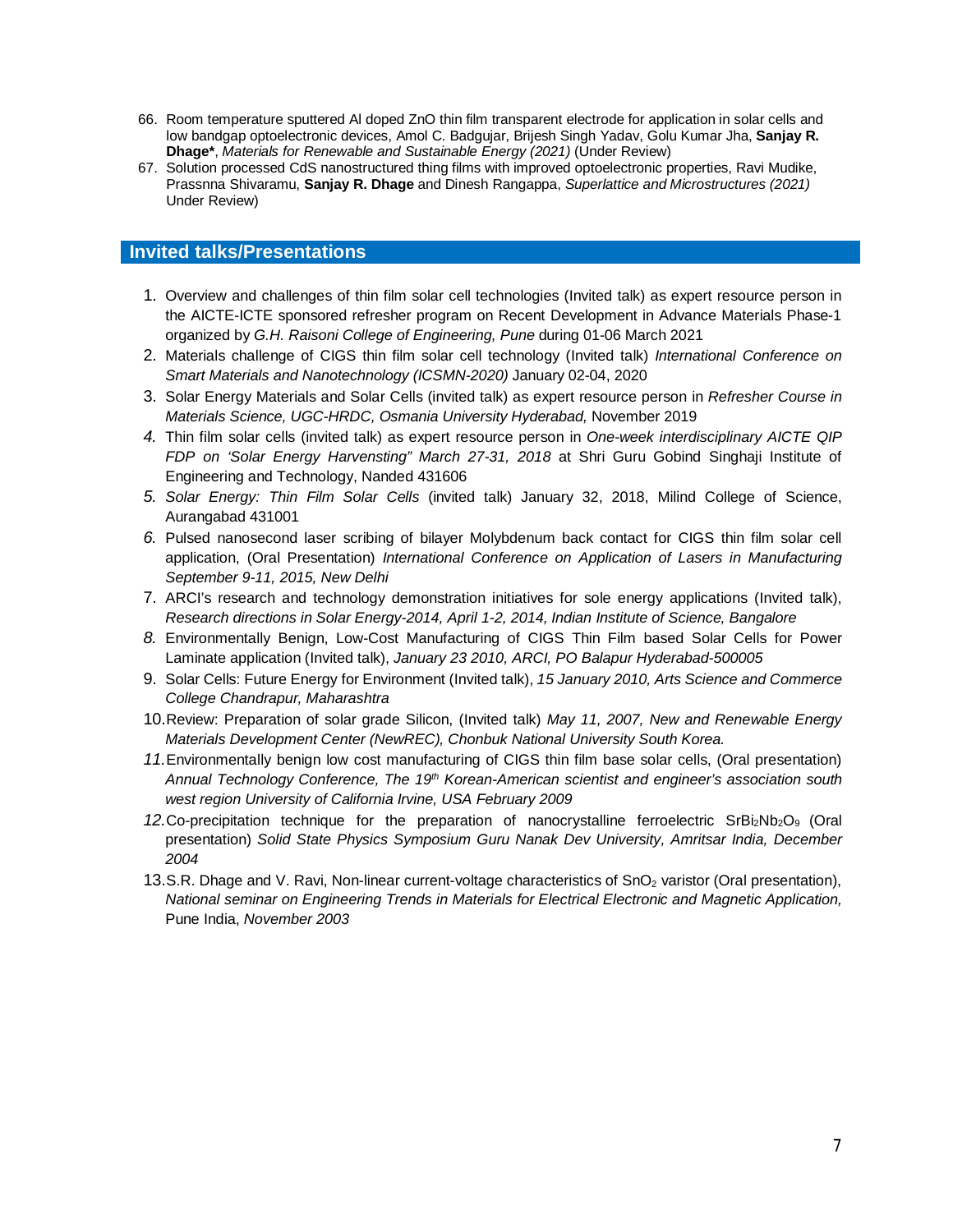66. Room temperature sputtered Al doped ZnO thin film transparent electrode for application in solar cells and low bandgap optoelectronic devices, Amol C. Badgujar, Brijesh Singh Yadav, Golu Kumar Jha, **Sanjay R. Dhage***, *Materials for Renewable and Sustainable Energy (2021)* (Under Review)
67. Solution processed CdS nanostructured thing films with improved optoelectronic properties, Ravi Mudike, Prassnna Shivaramu, **Sanjay R. Dhage** and Dinesh Rangappa, *Superlattice and Microstructures (2021)* Under Review)

## Invited talks/Presentations

1. Overview and challenges of thin film solar cell technologies (Invited talk) as expert resource person in the AICTE-ICTE sponsored refresher program on Recent Development in Advance Materials Phase-1 organized by *G.H. Raisoni College of Engineering, Pune* during 01-06 March 2021
2. Materials challenge of CIGS thin film solar cell technology (Invited talk) *International Conference on Smart Materials and Nanotechnology (ICSMN-2020)* January 02-04, 2020
3. Solar Energy Materials and Solar Cells (invited talk) as expert resource person in *Refresher Course in Materials Science, UGC-HRDC, Osmania University Hyderabad,* November 2019
4. Thin film solar cells (invited talk) as expert resource person in *One-week interdisciplinary AICTE QIP FDP on 'Solar Energy Harvensting" March 27-31, 2018* at Shri Guru Gobind Singhaji Institute of Engineering and Technology, Nanded 431606
5. *Solar Energy: Thin Film Solar Cells* (invited talk) January 32, 2018, Milind College of Science, Aurangabad 431001
6. Pulsed nanosecond laser scribing of bilayer Molybdenum back contact for CIGS thin film solar cell application, (Oral Presentation) *International Conference on Application of Lasers in Manufacturing September 9-11, 2015, New Delhi*
7. ARCI's research and technology demonstration initiatives for sole energy applications (Invited talk), *Research directions in Solar Energy-2014, April 1-2, 2014, Indian Institute of Science, Bangalore*
8. Environmentally Benign, Low-Cost Manufacturing of CIGS Thin Film based Solar Cells for Power Laminate application (Invited talk), *January 23 2010, ARCI, PO Balapur Hyderabad-500005*
9. Solar Cells: Future Energy for Environment (Invited talk), *15 January 2010, Arts Science and Commerce College Chandrapur, Maharashtra*
10. Review: Preparation of solar grade Silicon, (Invited talk) *May 11, 2007, New and Renewable Energy Materials Development Center (NewREC), Chonbuk National University South Korea.*
11. Environmentally benign low cost manufacturing of CIGS thin film base solar cells, (Oral presentation) *Annual Technology Conference, The 19th Korean-American scientist and engineer's association south west region University of California Irvine, USA February 2009*
12. Co-precipitation technique for the preparation of nanocrystalline ferroelectric $SrBi_2Nb_2O_9$ (Oral presentation) *Solid State Physics Symposium Guru Nanak Dev University, Amritsar India, December 2004*
13. S.R. Dhage and V. Ravi, Non-linear current-voltage characteristics of $SnO_2$ varistor (Oral presentation), *National seminar on Engineering Trends in Materials for Electrical Electronic and Magnetic Application,* Pune India, *November 2003*